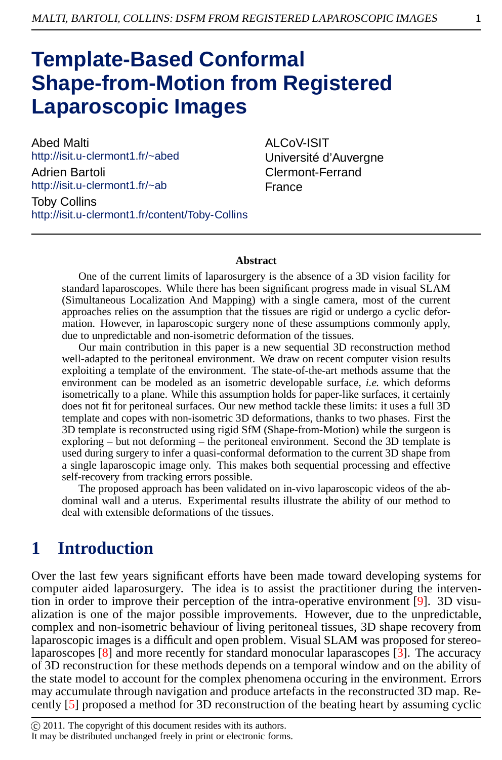# Template-Based Conformal Shape-from-Motion from Registered Laparoscopic Images

Abed Malti
http://isit.u-clermont1.fr/~abed

Adrien Bartoli
http://isit.u-clermont1.fr/~ab

Toby Collins
http://isit.u-clermont1.fr/content/Toby-Collins

ALCoV-ISIT
Université d'Auvergne
Clermont-Ferrand
France

### Abstract

One of the current limits of laparosurgery is the absence of a 3D vision facility for standard laparoscopes. While there has been significant progress made in visual SLAM (Simultaneous Localization And Mapping) with a single camera, most of the current approaches relies on the assumption that the tissues are rigid or undergo a cyclic deformation. However, in laparoscopic surgery none of these assumptions commonly apply, due to unpredictable and non-isometric deformation of the tissues.

Our main contribution in this paper is a new sequential 3D reconstruction method well-adapted to the peritoneal environment. We draw on recent computer vision results exploiting a template of the environment. The state-of-the-art methods assume that the environment can be modeled as an isometric developable surface, *i.e.* which deforms isometrically to a plane. While this assumption holds for paper-like surfaces, it certainly does not fit for peritoneal surfaces. Our new method tackle these limits: it uses a full 3D template and copes with non-isometric 3D deformations, thanks to two phases. First the 3D template is reconstructed using rigid SfM (Shape-from-Motion) while the surgeon is exploring – but not deforming – the peritoneal environment. Second the 3D template is used during surgery to infer a quasi-conformal deformation to the current 3D shape from a single laparoscopic image only. This makes both sequential processing and effective self-recovery from tracking errors possible.

The proposed approach has been validated on in-vivo laparoscopic videos of the abdominal wall and a uterus. Experimental results illustrate the ability of our method to deal with extensible deformations of the tissues.

## 1 Introduction

Over the last few years significant efforts have been made toward developing systems for computer aided laparosurgery. The idea is to assist the practitioner during the intervention in order to improve their perception of the intra-operative environment [9]. 3D visualization is one of the major possible improvements. However, due to the unpredictable, complex and non-isometric behaviour of living peritoneal tissues, 3D shape recovery from laparoscopic images is a difficult and open problem. Visual SLAM was proposed for stereo-laparoscopes [8] and more recently for standard monocular laparascopes [3]. The accuracy of 3D reconstruction for these methods depends on a temporal window and on the ability of the state model to account for the complex phenomena occuring in the environment. Errors may accumulate through navigation and produce artefacts in the reconstructed 3D map. Recently [5] proposed a method for 3D reconstruction of the beating heart by assuming cyclic

© 2011. The copyright of this document resides with its authors.
It may be distributed unchanged freely in print or electronic forms.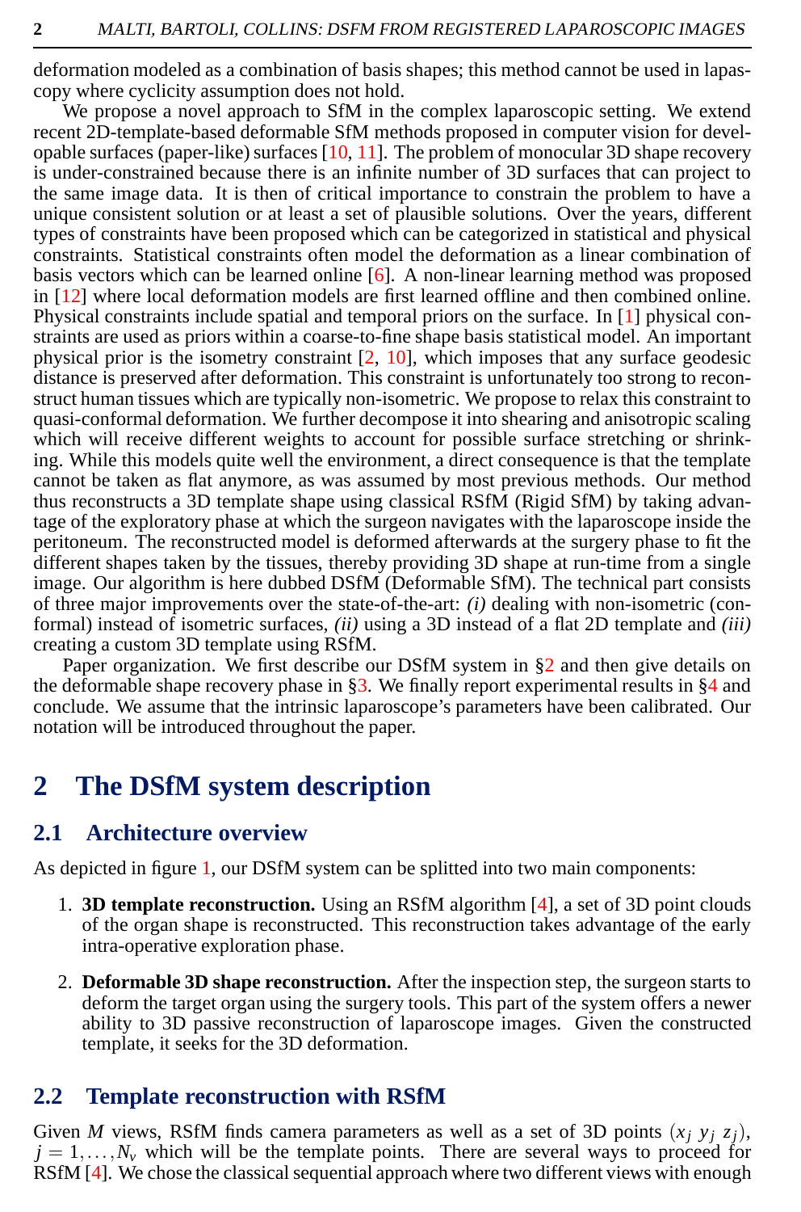deformation modeled as a combination of basis shapes; this method cannot be used in laparoscopy where cyclicity assumption does not hold.

We propose a novel approach to SfM in the complex laparoscopic setting. We extend recent 2D-template-based deformable SfM methods proposed in computer vision for developable surfaces (paper-like) surfaces [10, 11]. The problem of monocular 3D shape recovery is under-constrained because there is an infinite number of 3D surfaces that can project to the same image data. It is then of critical importance to constrain the problem to have a unique consistent solution or at least a set of plausible solutions. Over the years, different types of constraints have been proposed which can be categorized in statistical and physical constraints. Statistical constraints often model the deformation as a linear combination of basis vectors which can be learned online [6]. A non-linear learning method was proposed in [12] where local deformation models are first learned offline and then combined online. Physical constraints include spatial and temporal priors on the surface. In [1] physical constraints are used as priors within a coarse-to-fine shape basis statistical model. An important physical prior is the isometry constraint [2, 10], which imposes that any surface geodesic distance is preserved after deformation. This constraint is unfortunately too strong to reconstruct human tissues which are typically non-isometric. We propose to relax this constraint to quasi-conformal deformation. We further decompose it into shearing and anisotropic scaling which will receive different weights to account for possible surface stretching or shrinking. While this models quite well the environment, a direct consequence is that the template cannot be taken as flat anymore, as was assumed by most previous methods. Our method thus reconstructs a 3D template shape using classical RSfM (Rigid SfM) by taking advantage of the exploratory phase at which the surgeon navigates with the laparoscope inside the peritoneum. The reconstructed model is deformed afterwards at the surgery phase to fit the different shapes taken by the tissues, thereby providing 3D shape at run-time from a single image. Our algorithm is here dubbed DSfM (Deformable SfM). The technical part consists of three major improvements over the state-of-the-art: *(i)* dealing with non-isometric (conformal) instead of isometric surfaces, *(ii)* using a 3D instead of a flat 2D template and *(iii)* creating a custom 3D template using RSfM.

Paper organization. We first describe our DSfM system in §2 and then give details on the deformable shape recovery phase in §3. We finally report experimental results in §4 and conclude. We assume that the intrinsic laparoscope's parameters have been calibrated. Our notation will be introduced throughout the paper.

# 2 The DSfM system description

## 2.1 Architecture overview

As depicted in figure 1, our DSfM system can be splitted into two main components:

1. **3D template reconstruction.** Using an RSfM algorithm [4], a set of 3D point clouds of the organ shape is reconstructed. This reconstruction takes advantage of the early intra-operative exploration phase.

2. **Deformable 3D shape reconstruction.** After the inspection step, the surgeon starts to deform the target organ using the surgery tools. This part of the system offers a newer ability to 3D passive reconstruction of laparoscope images. Given the constructed template, it seeks for the 3D deformation.

## 2.2 Template reconstruction with RSfM

Given $M$ views, RSfM finds camera parameters as well as a set of 3D points $(x_j\ y_j\ z_j)$, $j = 1, \ldots, N_v$ which will be the template points. There are several ways to proceed for RSfM [4]. We chose the classical sequential approach where two different views with enough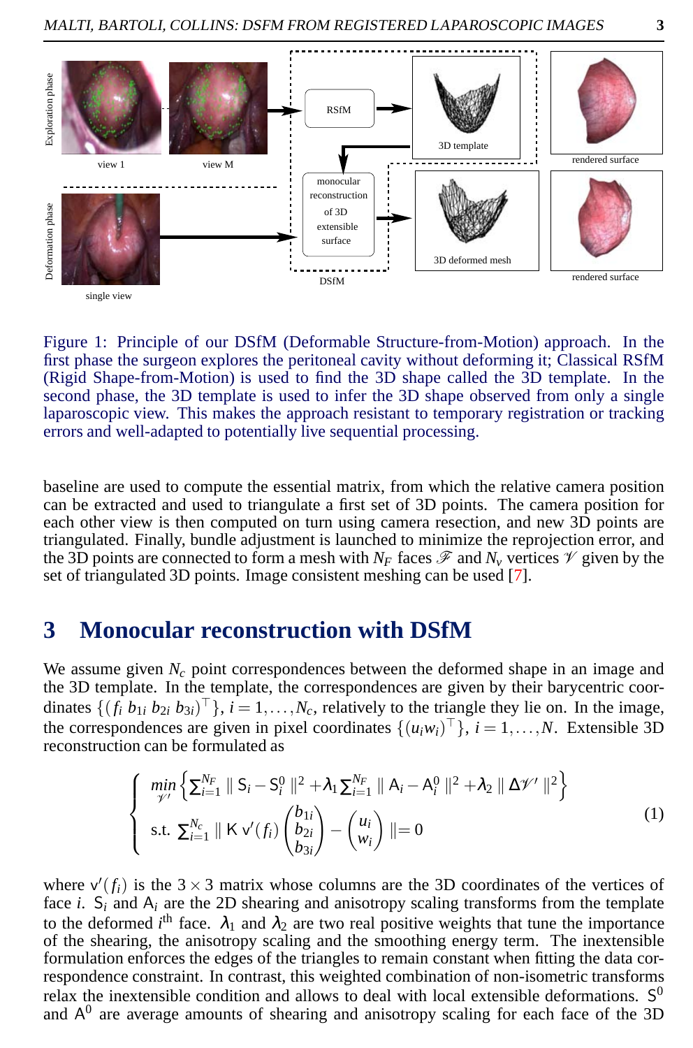Figure 1: Principle of our DSfM (Deformable Structure-from-Motion) approach. In the first phase the surgeon explores the peritoneal cavity without deforming it; Classical RSfM (Rigid Shape-from-Motion) is used to find the 3D shape called the 3D template. In the second phase, the 3D template is used to infer the 3D shape observed from only a single laparoscopic view. This makes the approach resistant to temporary registration or tracking errors and well-adapted to potentially live sequential processing.

baseline are used to compute the essential matrix, from which the relative camera position can be extracted and used to triangulate a first set of 3D points. The camera position for each other view is then computed on turn using camera resection, and new 3D points are triangulated. Finally, bundle adjustment is launched to minimize the reprojection error, and the 3D points are connected to form a mesh with $N_F$ faces $\mathscr{F}$ and $N_v$ vertices $\mathscr{V}$ given by the set of triangulated 3D points. Image consistent meshing can be used [7].

## 3 Monocular reconstruction with DSfM

We assume given $N_c$ point correspondences between the deformed shape in an image and the 3D template. In the template, the correspondences are given by their barycentric coordinates $\{(f_i\ b_{1i}\ b_{2i}\ b_{3i})^\top\}$, $i = 1, \ldots, N_c$, relatively to the triangle they lie on. In the image, the correspondences are given in pixel coordinates $\{(u_i w_i)^\top\}$, $i = 1, \ldots, N$. Extensible 3D reconstruction can be formulated as

$$
\begin{cases}
\min\limits_{\mathscr{V}'} \left\{ \sum_{i=1}^{N_F} \parallel \mathsf{S}_i - \mathsf{S}_i^0 \parallel^2 + \lambda_1 \sum_{i=1}^{N_F} \parallel \mathsf{A}_i - \mathsf{A}_i^0 \parallel^2 + \lambda_2 \parallel \Delta \mathscr{V}' \parallel^2 \right\} \\
\text{s.t. } \sum_{i=1}^{N_c} \parallel \mathsf{K}\, \mathsf{v}'(f_i) \begin{pmatrix} b_{1i} \\ b_{2i} \\ b_{3i} \end{pmatrix} - \begin{pmatrix} u_i \\ w_i \end{pmatrix} \parallel = 0
\end{cases}
\tag{1}
$$

where $\mathsf{v}'(f_i)$ is the $3 \times 3$ matrix whose columns are the 3D coordinates of the vertices of face $i$. $\mathsf{S}_i$ and $\mathsf{A}_i$ are the 2D shearing and anisotropy scaling transforms from the template to the deformed $i^{\text{th}}$ face. $\lambda_1$ and $\lambda_2$ are two real positive weights that tune the importance of the shearing, the anisotropy scaling and the smoothing energy term. The inextensible formulation enforces the edges of the triangles to remain constant when fitting the data correspondence constraint. In contrast, this weighted combination of non-isometric transforms relax the inextensible condition and allows to deal with local extensible deformations. $\mathsf{S}^0$ and $\mathsf{A}^0$ are average amounts of shearing and anisotropy scaling for each face of the 3D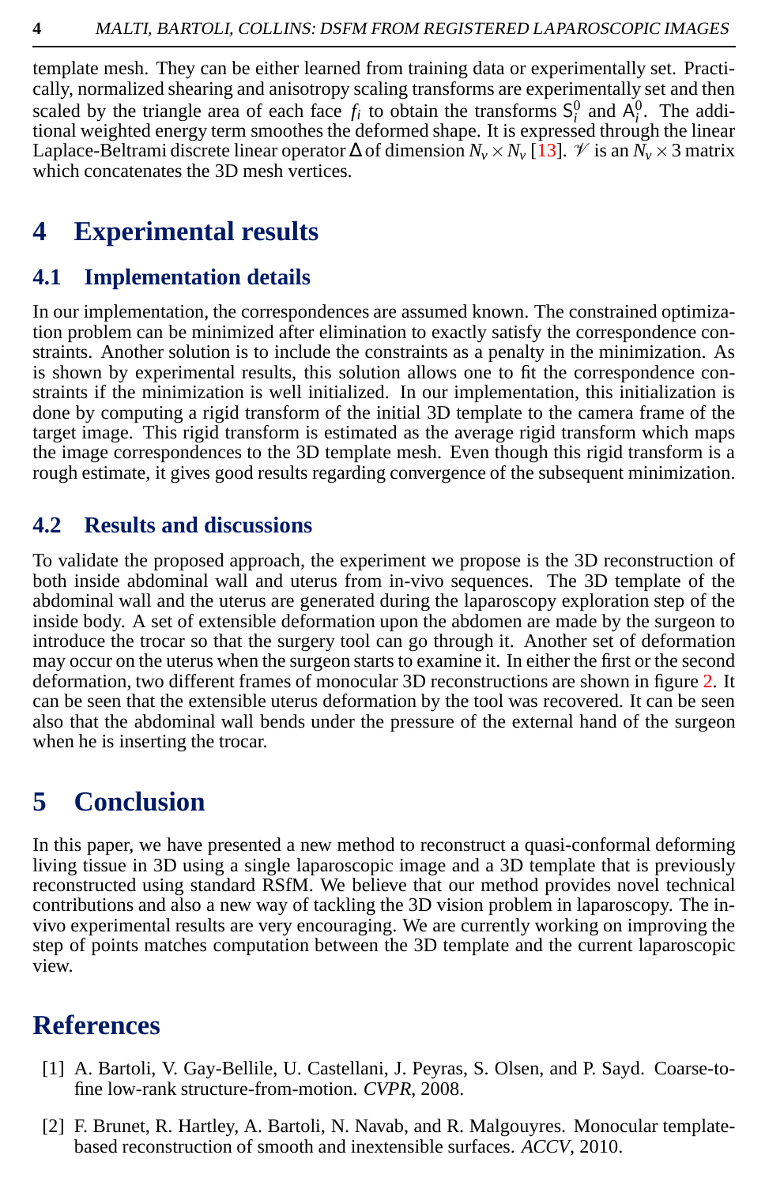template mesh. They can be either learned from training data or experimentally set. Practically, normalized shearing and anisotropy scaling transforms are experimentally set and then scaled by the triangle area of each face $f_i$ to obtain the transforms $\mathsf{S}_i^0$ and $\mathsf{A}_i^0$. The additional weighted energy term smoothes the deformed shape. It is expressed through the linear Laplace-Beltrami discrete linear operator $\Delta$ of dimension $N_v \times N_v$ [13]. $\mathscr{V}$ is an $N_v \times 3$ matrix which concatenates the 3D mesh vertices.

# 4 Experimental results

## 4.1 Implementation details

In our implementation, the correspondences are assumed known. The constrained optimization problem can be minimized after elimination to exactly satisfy the correspondence constraints. Another solution is to include the constraints as a penalty in the minimization. As is shown by experimental results, this solution allows one to fit the correspondence constraints if the minimization is well initialized. In our implementation, this initialization is done by computing a rigid transform of the initial 3D template to the camera frame of the target image. This rigid transform is estimated as the average rigid transform which maps the image correspondences to the 3D template mesh. Even though this rigid transform is a rough estimate, it gives good results regarding convergence of the subsequent minimization.

## 4.2 Results and discussions

To validate the proposed approach, the experiment we propose is the 3D reconstruction of both inside abdominal wall and uterus from in-vivo sequences. The 3D template of the abdominal wall and the uterus are generated during the laparoscopy exploration step of the inside body. A set of extensible deformation upon the abdomen are made by the surgeon to introduce the trocar so that the surgery tool can go through it. Another set of deformation may occur on the uterus when the surgeon starts to examine it. In either the first or the second deformation, two different frames of monocular 3D reconstructions are shown in figure 2. It can be seen that the extensible uterus deformation by the tool was recovered. It can be seen also that the abdominal wall bends under the pressure of the external hand of the surgeon when he is inserting the trocar.

# 5 Conclusion

In this paper, we have presented a new method to reconstruct a quasi-conformal deforming living tissue in 3D using a single laparoscopic image and a 3D template that is previously reconstructed using standard RSfM. We believe that our method provides novel technical contributions and also a new way of tackling the 3D vision problem in laparoscopy. The in-vivo experimental results are very encouraging. We are currently working on improving the step of points matches computation between the 3D template and the current laparoscopic view.

# References

[1] A. Bartoli, V. Gay-Bellile, U. Castellani, J. Peyras, S. Olsen, and P. Sayd. Coarse-to-fine low-rank structure-from-motion. *CVPR*, 2008.

[2] F. Brunet, R. Hartley, A. Bartoli, N. Navab, and R. Malgouyres. Monocular template-based reconstruction of smooth and inextensible surfaces. *ACCV*, 2010.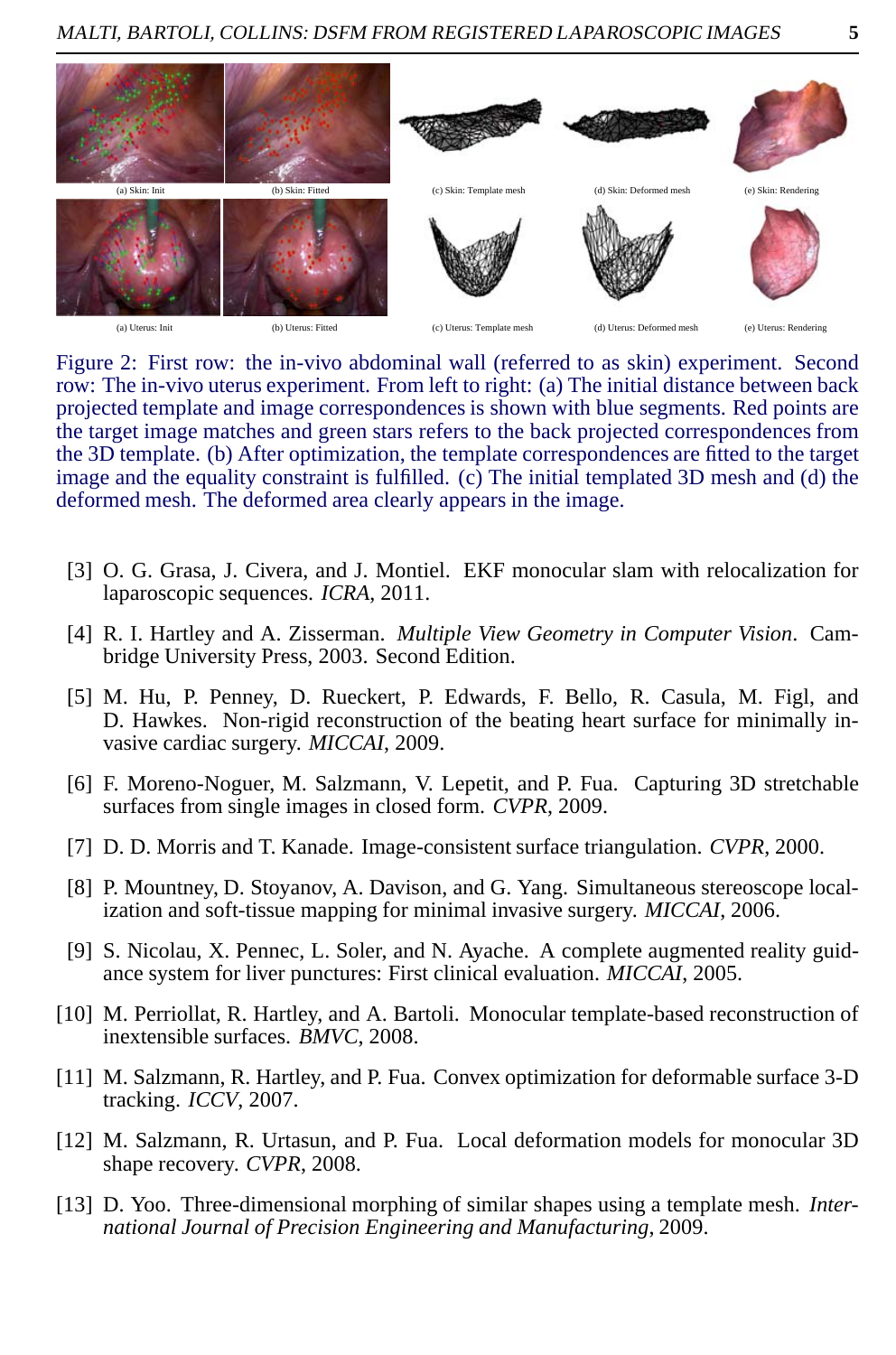(a) Skin: Init (b) Skin: Fitted (c) Skin: Template mesh (d) Skin: Deformed mesh (e) Skin: Rendering

(a) Uterus: Init (b) Uterus: Fitted (c) Uterus: Template mesh (d) Uterus: Deformed mesh (e) Uterus: Rendering

Figure 2: First row: the in-vivo abdominal wall (referred to as skin) experiment. Second row: The in-vivo uterus experiment. From left to right: (a) The initial distance between back projected template and image correspondences is shown with blue segments. Red points are the target image matches and green stars refers to the back projected correspondences from the 3D template. (b) After optimization, the template correspondences are fitted to the target image and the equality constraint is fulfilled. (c) The initial templated 3D mesh and (d) the deformed mesh. The deformed area clearly appears in the image.

[3] O. G. Grasa, J. Civera, and J. Montiel. EKF monocular slam with relocalization for laparoscopic sequences. *ICRA*, 2011.

[4] R. I. Hartley and A. Zisserman. *Multiple View Geometry in Computer Vision*. Cambridge University Press, 2003. Second Edition.

[5] M. Hu, P. Penney, D. Rueckert, P. Edwards, F. Bello, R. Casula, M. Figl, and D. Hawkes. Non-rigid reconstruction of the beating heart surface for minimally invasive cardiac surgery. *MICCAI*, 2009.

[6] F. Moreno-Noguer, M. Salzmann, V. Lepetit, and P. Fua. Capturing 3D stretchable surfaces from single images in closed form. *CVPR*, 2009.

[7] D. D. Morris and T. Kanade. Image-consistent surface triangulation. *CVPR*, 2000.

[8] P. Mountney, D. Stoyanov, A. Davison, and G. Yang. Simultaneous stereoscope localization and soft-tissue mapping for minimal invasive surgery. *MICCAI*, 2006.

[9] S. Nicolau, X. Pennec, L. Soler, and N. Ayache. A complete augmented reality guidance system for liver punctures: First clinical evaluation. *MICCAI*, 2005.

[10] M. Perriollat, R. Hartley, and A. Bartoli. Monocular template-based reconstruction of inextensible surfaces. *BMVC*, 2008.

[11] M. Salzmann, R. Hartley, and P. Fua. Convex optimization for deformable surface 3-D tracking. *ICCV*, 2007.

[12] M. Salzmann, R. Urtasun, and P. Fua. Local deformation models for monocular 3D shape recovery. *CVPR*, 2008.

[13] D. Yoo. Three-dimensional morphing of similar shapes using a template mesh. *International Journal of Precision Engineering and Manufacturing*, 2009.